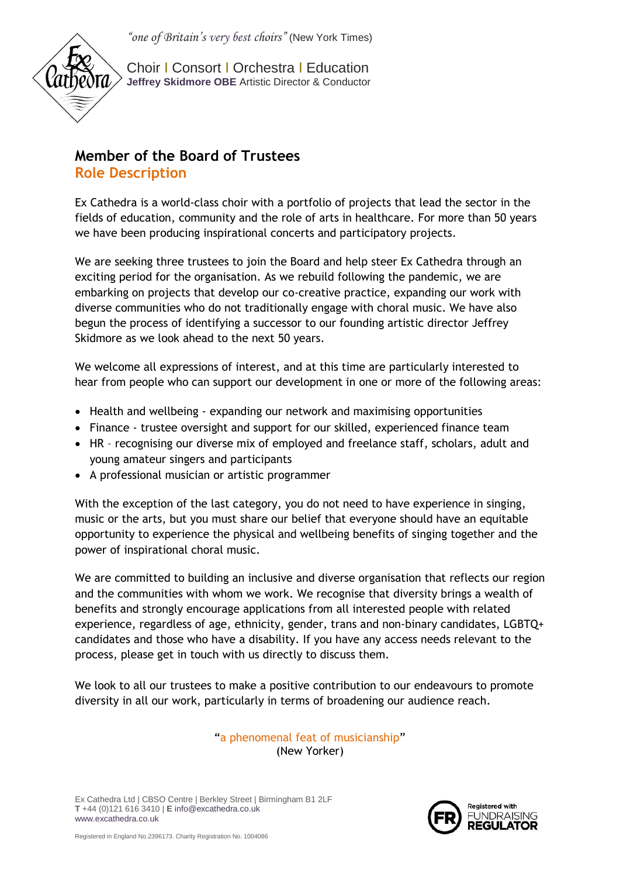*"one of Britain's very best choirs"* (New York Times)

Choir | Consort | Orchestra | Education
**Jeffrey Skidmore OBE** Artistic Director & Conductor

# Member of the Board of Trustees
## Role Description

Ex Cathedra is a world-class choir with a portfolio of projects that lead the sector in the fields of education, community and the role of arts in healthcare. For more than 50 years we have been producing inspirational concerts and participatory projects.

We are seeking three trustees to join the Board and help steer Ex Cathedra through an exciting period for the organisation. As we rebuild following the pandemic, we are embarking on projects that develop our co-creative practice, expanding our work with diverse communities who do not traditionally engage with choral music. We have also begun the process of identifying a successor to our founding artistic director Jeffrey Skidmore as we look ahead to the next 50 years.

We welcome all expressions of interest, and at this time are particularly interested to hear from people who can support our development in one or more of the following areas:

- Health and wellbeing - expanding our network and maximising opportunities
- Finance - trustee oversight and support for our skilled, experienced finance team
- HR – recognising our diverse mix of employed and freelance staff, scholars, adult and young amateur singers and participants
- A professional musician or artistic programmer

With the exception of the last category, you do not need to have experience in singing, music or the arts, but you must share our belief that everyone should have an equitable opportunity to experience the physical and wellbeing benefits of singing together and the power of inspirational choral music.

We are committed to building an inclusive and diverse organisation that reflects our region and the communities with whom we work. We recognise that diversity brings a wealth of benefits and strongly encourage applications from all interested people with related experience, regardless of age, ethnicity, gender, trans and non-binary candidates, LGBTQ+ candidates and those who have a disability. If you have any access needs relevant to the process, please get in touch with us directly to discuss them.

We look to all our trustees to make a positive contribution to our endeavours to promote diversity in all our work, particularly in terms of broadening our audience reach.

"a phenomenal feat of musicianship"
(New Yorker)

Ex Cathedra Ltd | CBSO Centre | Berkley Street | Birmingham B1 2LF
**T** +44 (0)121 616 3410 | **E** info@excathedra.co.uk
www.excathedra.co.uk

Registered in England No.2396173. Charity Registration No. 1004086

Registered with FUNDRAISING REGULATOR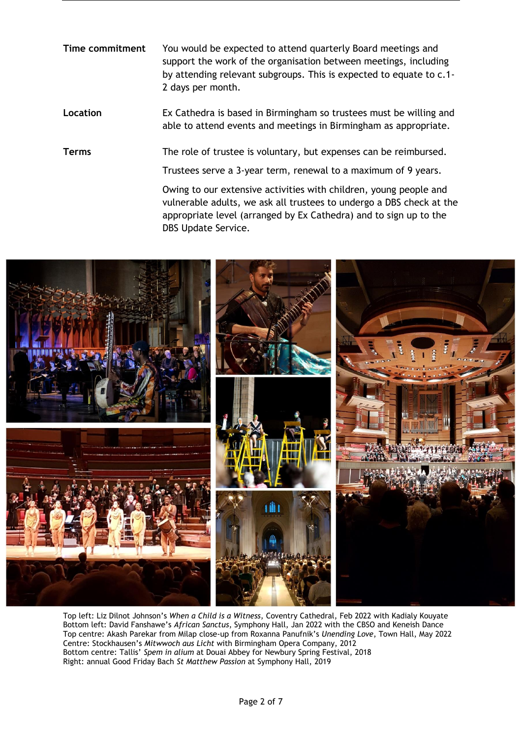| | |
|---|---|
| **Time commitment** | You would be expected to attend quarterly Board meetings and support the work of the organisation between meetings, including by attending relevant subgroups. This is expected to equate to c.1-2 days per month. |
| **Location** | Ex Cathedra is based in Birmingham so trustees must be willing and able to attend events and meetings in Birmingham as appropriate. |
| **Terms** | The role of trustee is voluntary, but expenses can be reimbursed. |
| | Trustees serve a 3-year term, renewal to a maximum of 9 years. |
| | Owing to our extensive activities with children, young people and vulnerable adults, we ask all trustees to undergo a DBS check at the appropriate level (arranged by Ex Cathedra) and to sign up to the DBS Update Service. |

Top left: Liz Dilnot Johnson's *When a Child is a Witness*, Coventry Cathedral, Feb 2022 with Kadialy Kouyate
Bottom left: David Fanshawe's *African Sanctus*, Symphony Hall, Jan 2022 with the CBSO and Keneish Dance
Top centre: Akash Parekar from Milap close-up from Roxanna Panufnik's *Unending Love*, Town Hall, May 2022
Centre: Stockhausen's *Mitwoch aus Licht* with Birmingham Opera Company, 2012
Bottom centre: Tallis' *Spem in alium* at Douai Abbey for Newbury Spring Festival, 2018
Right: annual Good Friday Bach *St Matthew Passion* at Symphony Hall, 2019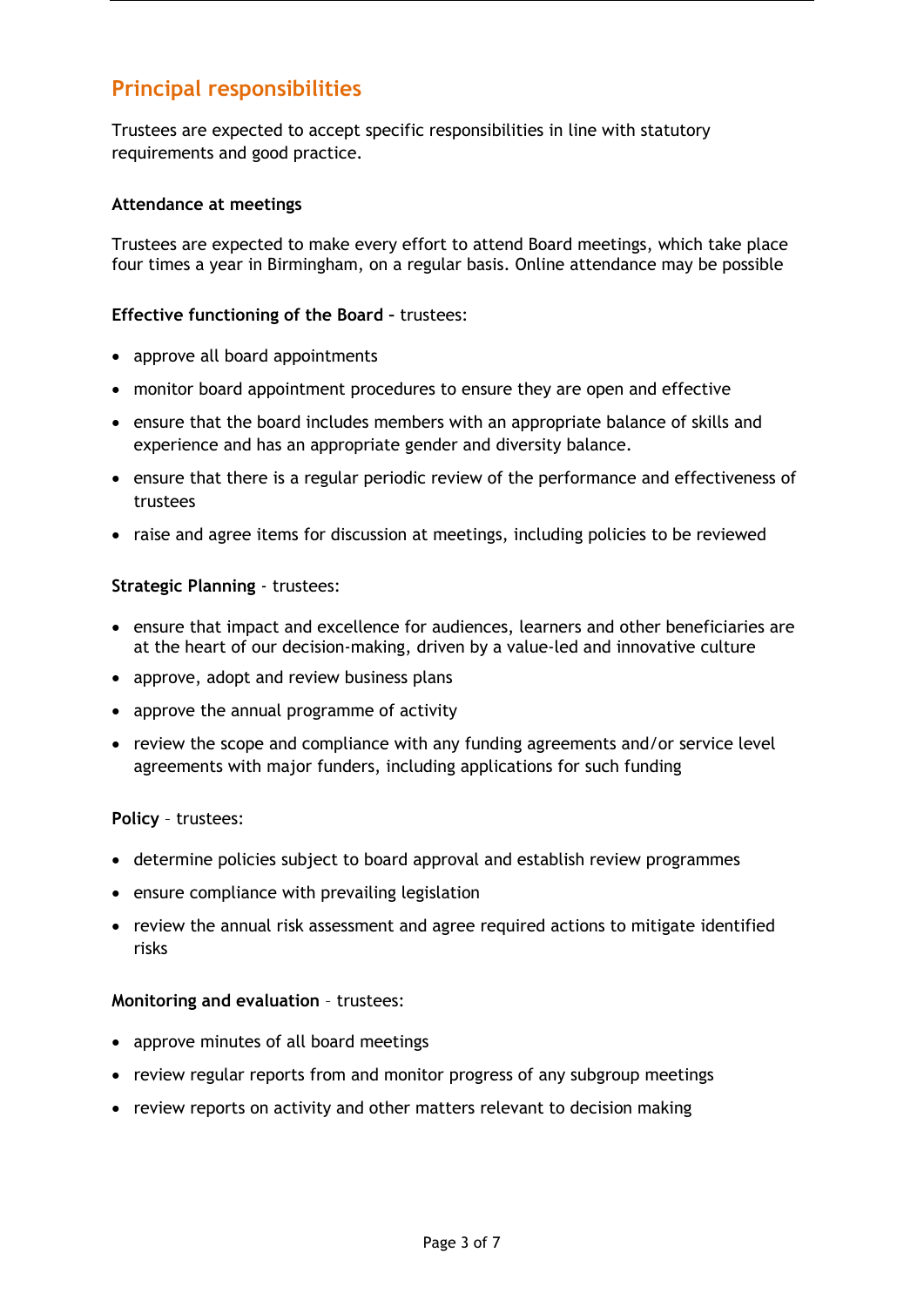## Principal responsibilities

Trustees are expected to accept specific responsibilities in line with statutory requirements and good practice.

**Attendance at meetings**

Trustees are expected to make every effort to attend Board meetings, which take place four times a year in Birmingham, on a regular basis. Online attendance may be possible

**Effective functioning of the Board** – trustees:

- approve all board appointments
- monitor board appointment procedures to ensure they are open and effective
- ensure that the board includes members with an appropriate balance of skills and experience and has an appropriate gender and diversity balance.
- ensure that there is a regular periodic review of the performance and effectiveness of trustees
- raise and agree items for discussion at meetings, including policies to be reviewed

**Strategic Planning** - trustees:

- ensure that impact and excellence for audiences, learners and other beneficiaries are at the heart of our decision-making, driven by a value-led and innovative culture
- approve, adopt and review business plans
- approve the annual programme of activity
- review the scope and compliance with any funding agreements and/or service level agreements with major funders, including applications for such funding

**Policy** – trustees:

- determine policies subject to board approval and establish review programmes
- ensure compliance with prevailing legislation
- review the annual risk assessment and agree required actions to mitigate identified risks

**Monitoring and evaluation** – trustees:

- approve minutes of all board meetings
- review regular reports from and monitor progress of any subgroup meetings
- review reports on activity and other matters relevant to decision making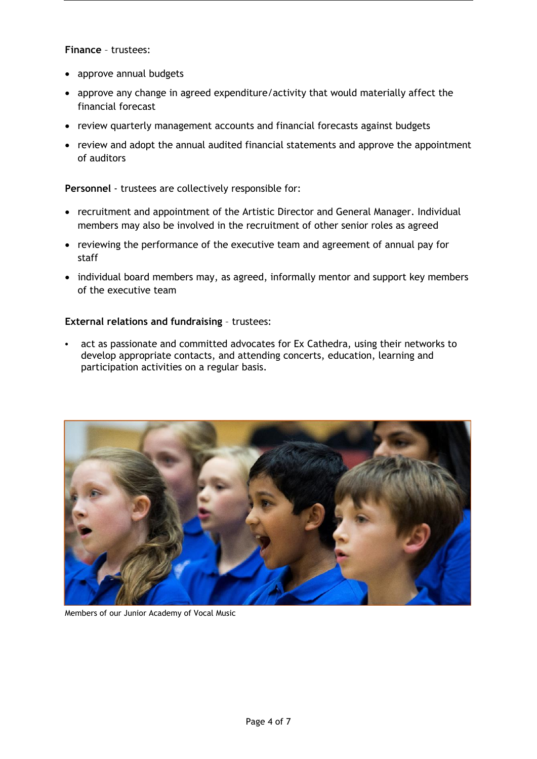**Finance** – trustees:

- approve annual budgets
- approve any change in agreed expenditure/activity that would materially affect the financial forecast
- review quarterly management accounts and financial forecasts against budgets
- review and adopt the annual audited financial statements and approve the appointment of auditors

**Personnel** - trustees are collectively responsible for:

- recruitment and appointment of the Artistic Director and General Manager. Individual members may also be involved in the recruitment of other senior roles as agreed
- reviewing the performance of the executive team and agreement of annual pay for staff
- individual board members may, as agreed, informally mentor and support key members of the executive team

**External relations and fundraising** – trustees:

- act as passionate and committed advocates for Ex Cathedra, using their networks to develop appropriate contacts, and attending concerts, education, learning and participation activities on a regular basis.

Members of our Junior Academy of Vocal Music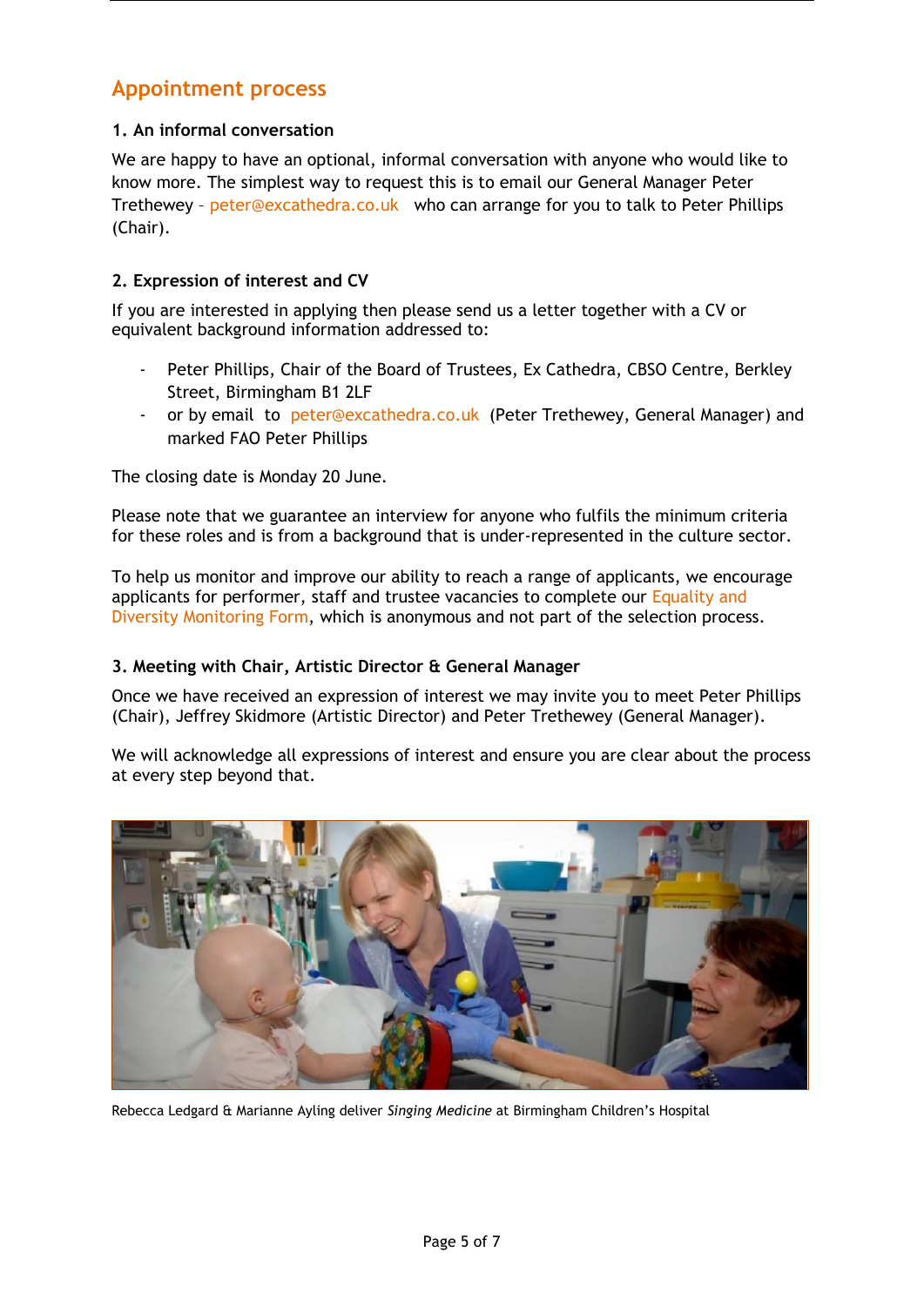## Appointment process

### 1. An informal conversation

We are happy to have an optional, informal conversation with anyone who would like to know more. The simplest way to request this is to email our General Manager Peter Trethewey – peter@excathedra.co.uk who can arrange for you to talk to Peter Phillips (Chair).

### 2. Expression of interest and CV

If you are interested in applying then please send us a letter together with a CV or equivalent background information addressed to:

- Peter Phillips, Chair of the Board of Trustees, Ex Cathedra, CBSO Centre, Berkley Street, Birmingham B1 2LF
- or by email to peter@excathedra.co.uk (Peter Trethewey, General Manager) and marked FAO Peter Phillips

The closing date is Monday 20 June.

Please note that we guarantee an interview for anyone who fulfils the minimum criteria for these roles and is from a background that is under-represented in the culture sector.

To help us monitor and improve our ability to reach a range of applicants, we encourage applicants for performer, staff and trustee vacancies to complete our Equality and Diversity Monitoring Form, which is anonymous and not part of the selection process.

### 3. Meeting with Chair, Artistic Director & General Manager

Once we have received an expression of interest we may invite you to meet Peter Phillips (Chair), Jeffrey Skidmore (Artistic Director) and Peter Trethewey (General Manager).

We will acknowledge all expressions of interest and ensure you are clear about the process at every step beyond that.

Rebecca Ledgard & Marianne Ayling deliver *Singing Medicine* at Birmingham Children's Hospital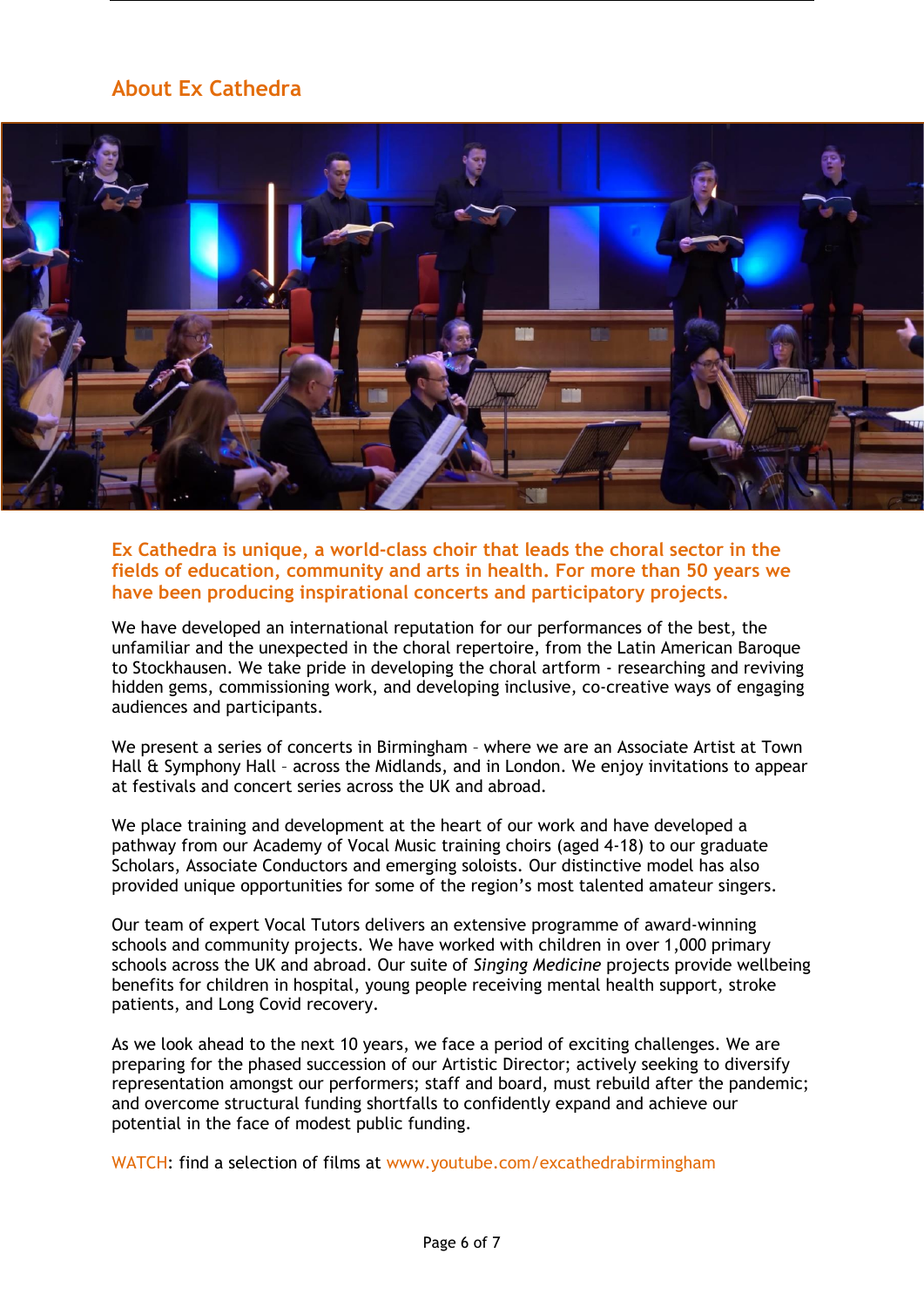## About Ex Cathedra

**Ex Cathedra is unique, a world-class choir that leads the choral sector in the fields of education, community and arts in health. For more than 50 years we have been producing inspirational concerts and participatory projects.**

We have developed an international reputation for our performances of the best, the unfamiliar and the unexpected in the choral repertoire, from the Latin American Baroque to Stockhausen. We take pride in developing the choral artform - researching and reviving hidden gems, commissioning work, and developing inclusive, co-creative ways of engaging audiences and participants.

We present a series of concerts in Birmingham – where we are an Associate Artist at Town Hall & Symphony Hall – across the Midlands, and in London. We enjoy invitations to appear at festivals and concert series across the UK and abroad.

We place training and development at the heart of our work and have developed a pathway from our Academy of Vocal Music training choirs (aged 4-18) to our graduate Scholars, Associate Conductors and emerging soloists. Our distinctive model has also provided unique opportunities for some of the region's most talented amateur singers.

Our team of expert Vocal Tutors delivers an extensive programme of award-winning schools and community projects. We have worked with children in over 1,000 primary schools across the UK and abroad. Our suite of *Singing Medicine* projects provide wellbeing benefits for children in hospital, young people receiving mental health support, stroke patients, and Long Covid recovery.

As we look ahead to the next 10 years, we face a period of exciting challenges. We are preparing for the phased succession of our Artistic Director; actively seeking to diversify representation amongst our performers; staff and board, must rebuild after the pandemic; and overcome structural funding shortfalls to confidently expand and achieve our potential in the face of modest public funding.

WATCH: find a selection of films at www.youtube.com/excathedrabirmingham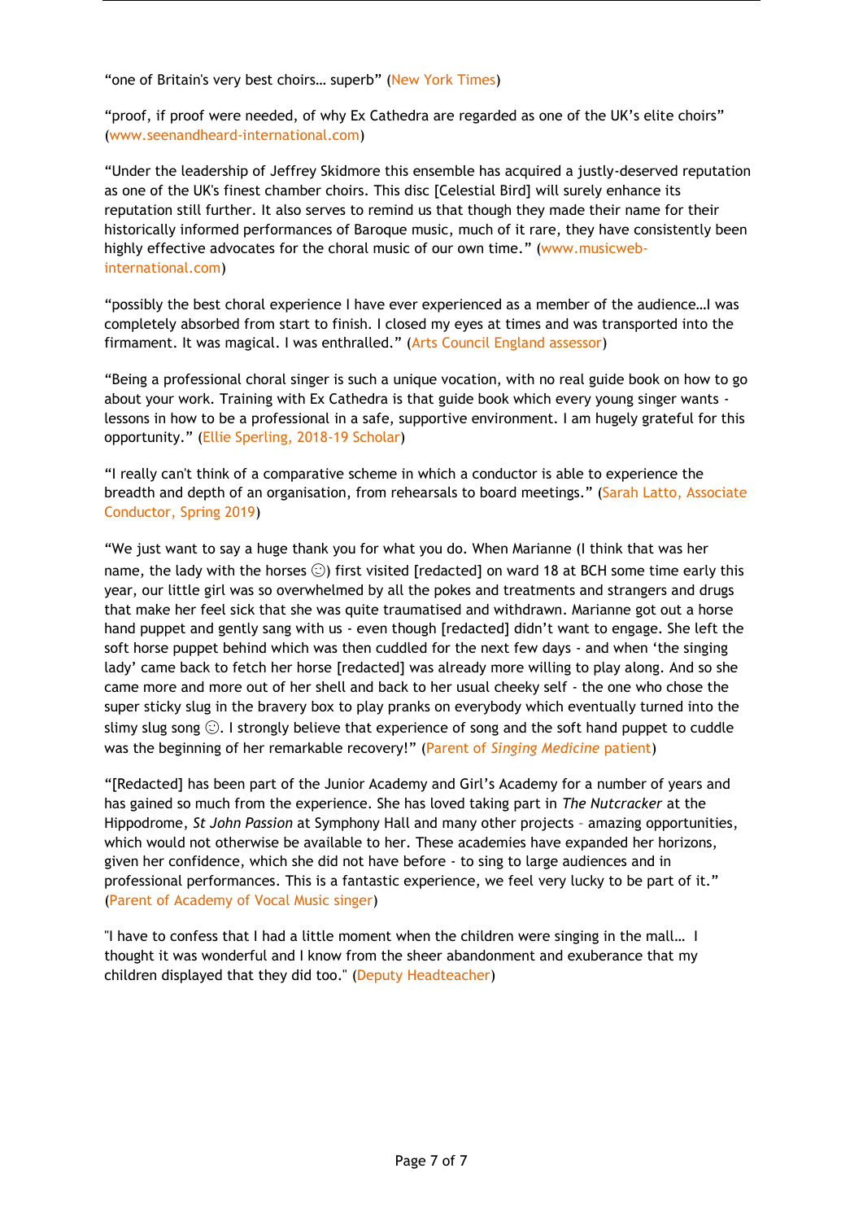“one of Britain's very best choirs… superb” (New York Times)

“proof, if proof were needed, of why Ex Cathedra are regarded as one of the UK’s elite choirs” (www.seenandheard-international.com)

“Under the leadership of Jeffrey Skidmore this ensemble has acquired a justly-deserved reputation as one of the UK's finest chamber choirs. This disc [Celestial Bird] will surely enhance its reputation still further. It also serves to remind us that though they made their name for their historically informed performances of Baroque music, much of it rare, they have consistently been highly effective advocates for the choral music of our own time.” (www.musicweb-international.com)

“possibly the best choral experience I have ever experienced as a member of the audience…I was completely absorbed from start to finish. I closed my eyes at times and was transported into the firmament. It was magical. I was enthralled.” (Arts Council England assessor)

“Being a professional choral singer is such a unique vocation, with no real guide book on how to go about your work. Training with Ex Cathedra is that guide book which every young singer wants - lessons in how to be a professional in a safe, supportive environment. I am hugely grateful for this opportunity.” (Ellie Sperling, 2018-19 Scholar)

“I really can't think of a comparative scheme in which a conductor is able to experience the breadth and depth of an organisation, from rehearsals to board meetings.” (Sarah Latto, Associate Conductor, Spring 2019)

“We just want to say a huge thank you for what you do. When Marianne (I think that was her name, the lady with the horses ☺) first visited [redacted] on ward 18 at BCH some time early this year, our little girl was so overwhelmed by all the pokes and treatments and strangers and drugs that make her feel sick that she was quite traumatised and withdrawn. Marianne got out a horse hand puppet and gently sang with us - even though [redacted] didn’t want to engage. She left the soft horse puppet behind which was then cuddled for the next few days - and when ‘the singing lady’ came back to fetch her horse [redacted] was already more willing to play along. And so she came more and more out of her shell and back to her usual cheeky self - the one who chose the super sticky slug in the bravery box to play pranks on everybody which eventually turned into the slimy slug song ☺. I strongly believe that experience of song and the soft hand puppet to cuddle was the beginning of her remarkable recovery!” (Parent of *Singing Medicine* patient)

“[Redacted] has been part of the Junior Academy and Girl’s Academy for a number of years and has gained so much from the experience. She has loved taking part in *The Nutcracker* at the Hippodrome, *St John Passion* at Symphony Hall and many other projects – amazing opportunities, which would not otherwise be available to her. These academies have expanded her horizons, given her confidence, which she did not have before - to sing to large audiences and in professional performances. This is a fantastic experience, we feel very lucky to be part of it.” (Parent of Academy of Vocal Music singer)

"I have to confess that I had a little moment when the children were singing in the mall… I thought it was wonderful and I know from the sheer abandonment and exuberance that my children displayed that they did too." (Deputy Headteacher)